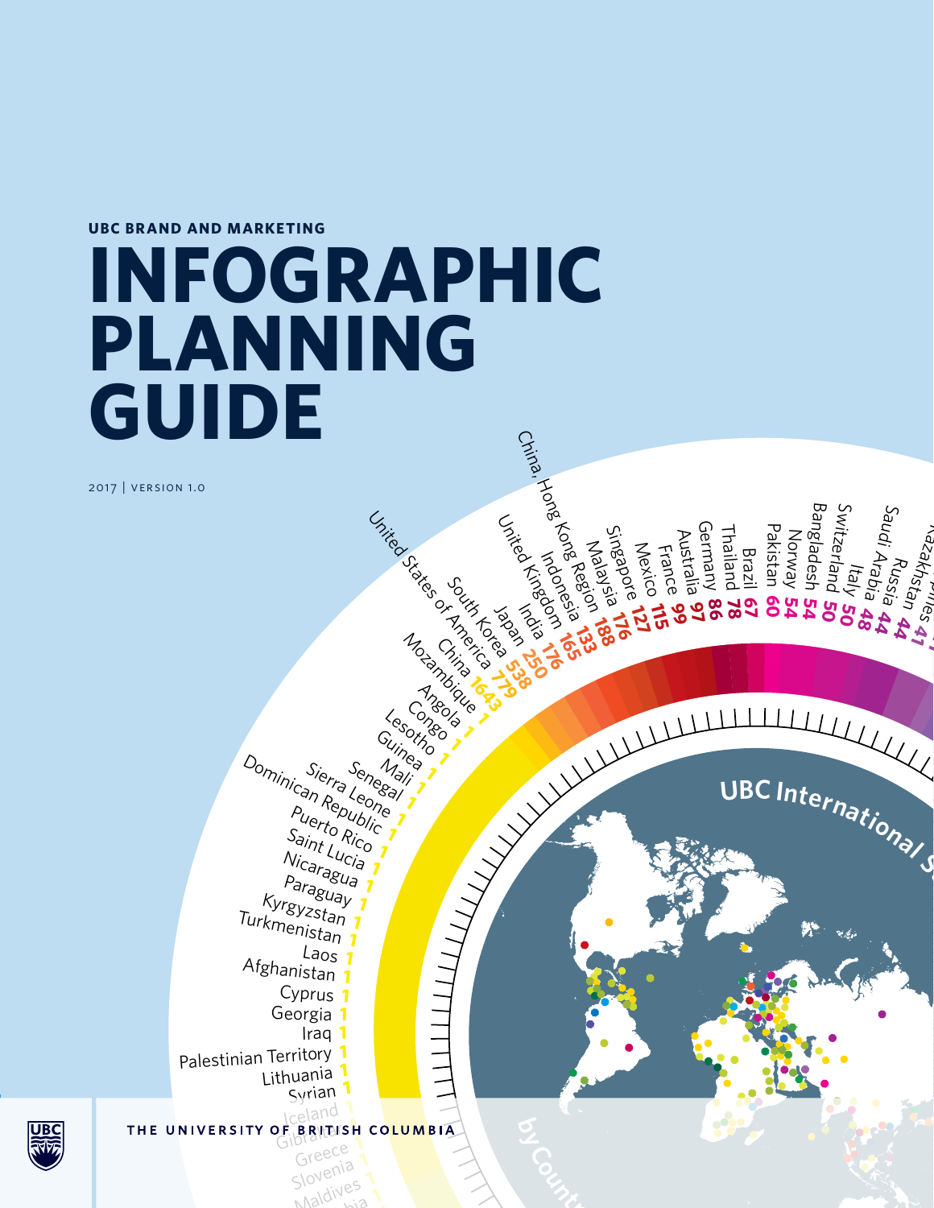UBC BRAND AND MARKETING

# INFOGRAPHIC PLANNING GUIDE

2017 | VERSION 1.0

THE UNIVERSITY OF BRITISH COLUMBIA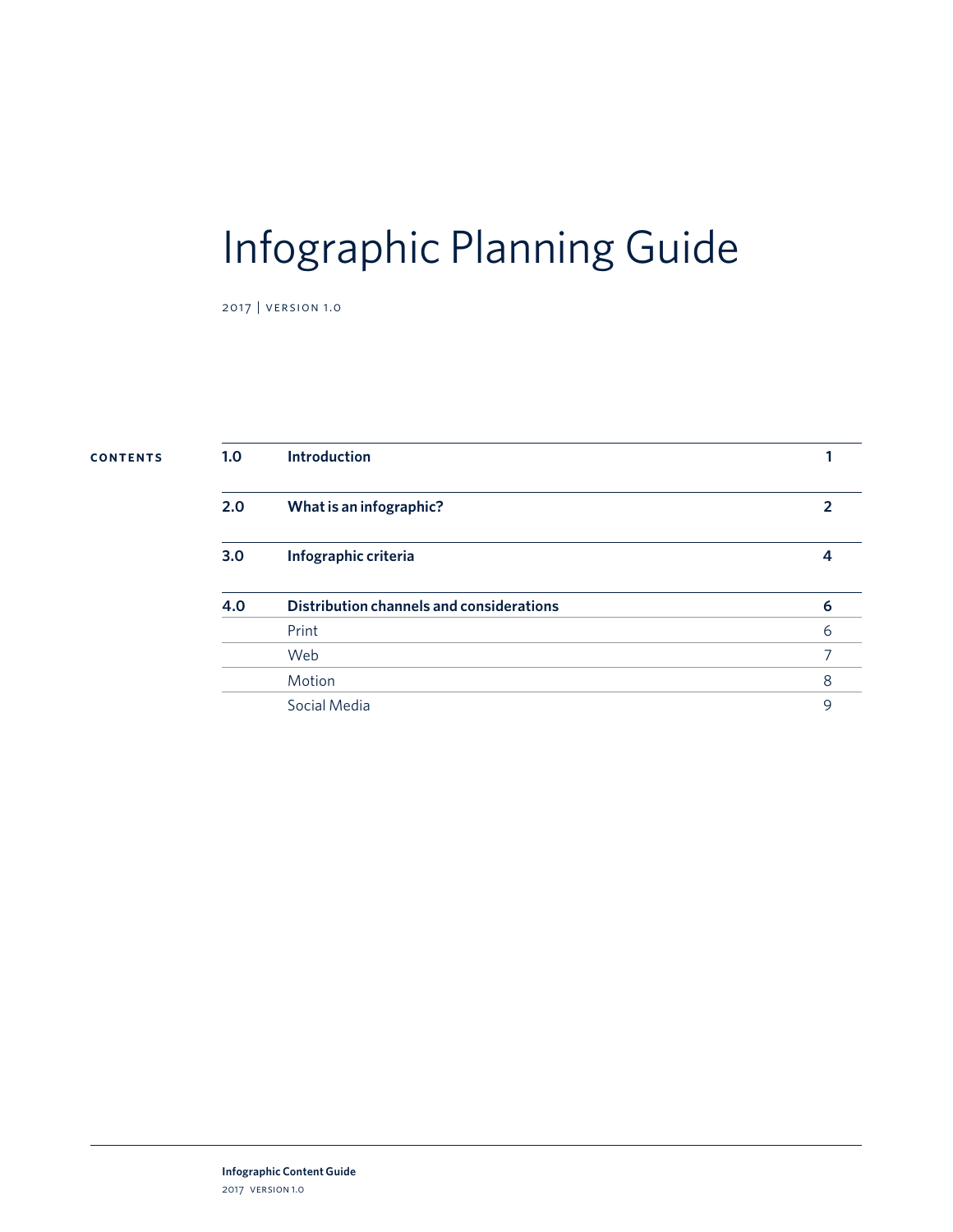# Infographic Planning Guide

2017 | VERSION 1.0

**CONTENTS**

| | | |
|---|---|---|
| **1.0** | **Introduction** | **1** |
| **2.0** | **What is an infographic?** | **2** |
| **3.0** | **Infographic criteria** | **4** |
| **4.0** | **Distribution channels and considerations** | **6** |
| | Print | 6 |
| | Web | 7 |
| | Motion | 8 |
| | Social Media | 9 |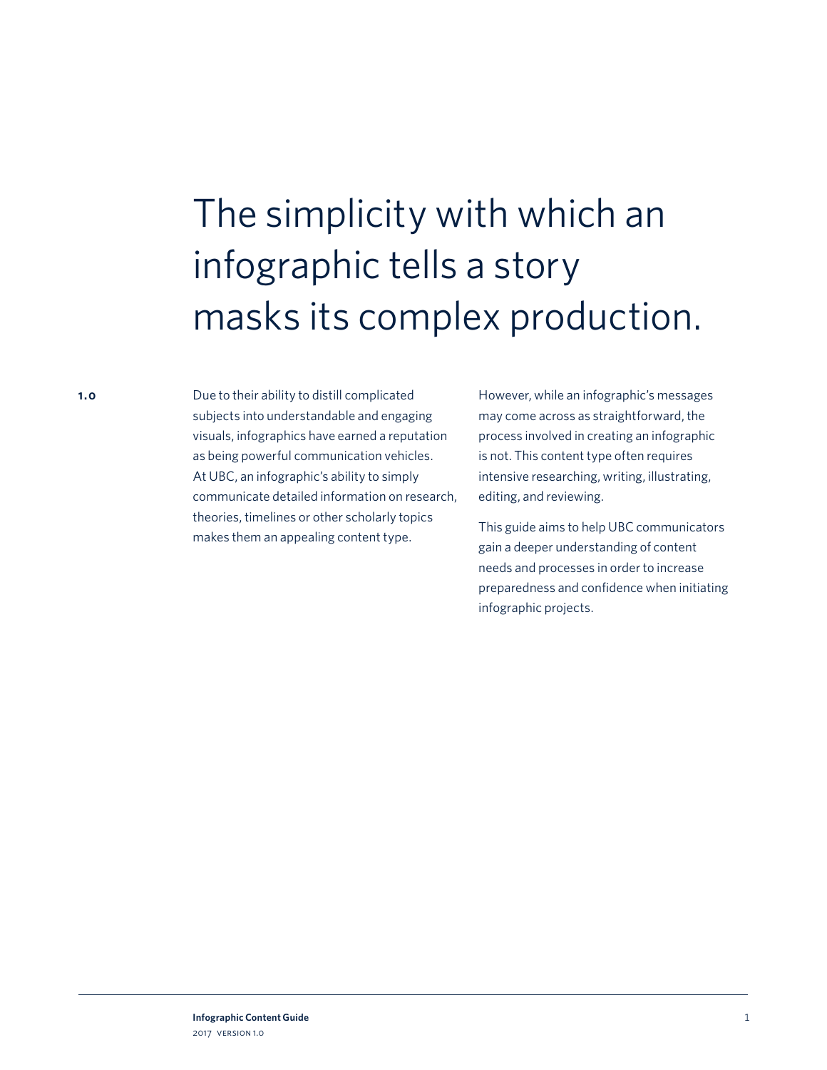# The simplicity with which an infographic tells a story masks its complex production.

**1.0**

Due to their ability to distill complicated subjects into understandable and engaging visuals, infographics have earned a reputation as being powerful communication vehicles. At UBC, an infographic's ability to simply communicate detailed information on research, theories, timelines or other scholarly topics makes them an appealing content type.

However, while an infographic's messages may come across as straightforward, the process involved in creating an infographic is not. This content type often requires intensive researching, writing, illustrating, editing, and reviewing.

This guide aims to help UBC communicators gain a deeper understanding of content needs and processes in order to increase preparedness and confidence when initiating infographic projects.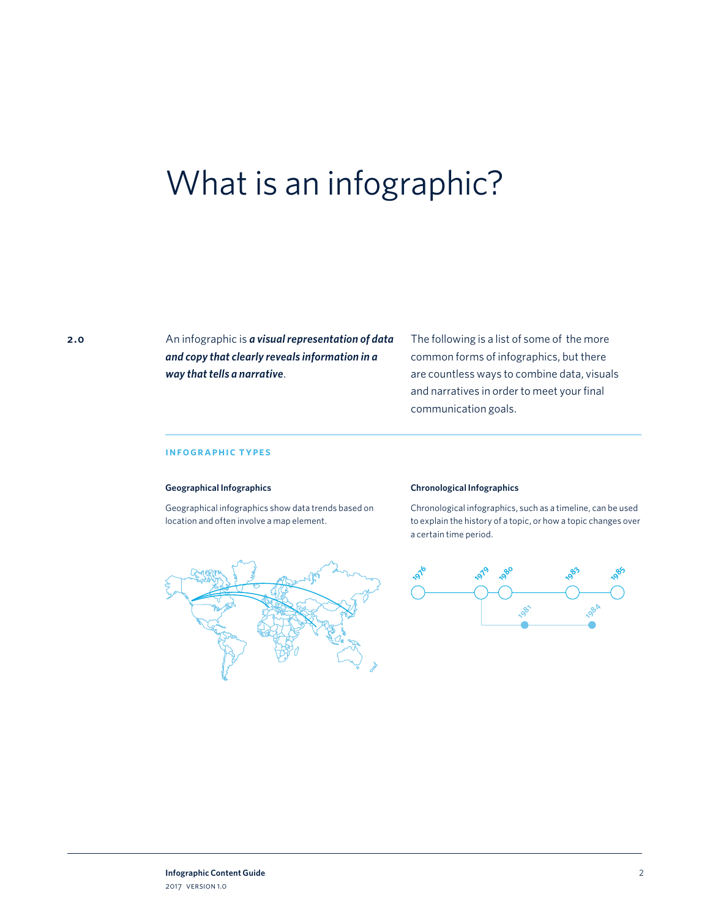# What is an infographic?

2.0

An infographic is ***a visual representation of data and copy that clearly reveals information in a way that tells a narrative***.

The following is a list of some of the more common forms of infographics, but there are countless ways to combine data, visuals and narratives in order to meet your final communication goals.

## INFOGRAPHIC TYPES

### Geographical Infographics

Geographical infographics show data trends based on location and often involve a map element.

### Chronological Infographics

Chronological infographics, such as a timeline, can be used to explain the history of a topic, or how a topic changes over a certain time period.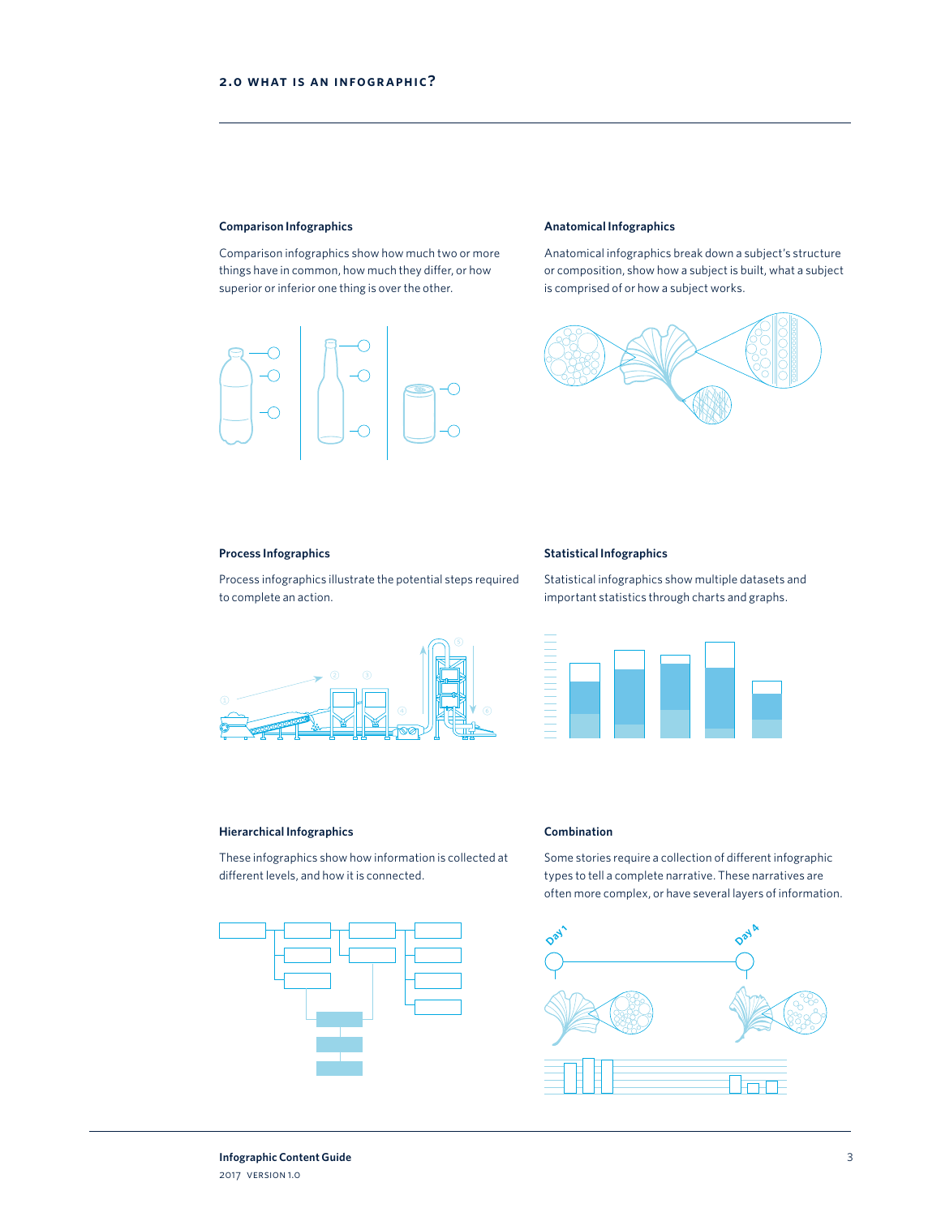## 2.0 What is an infographic?

### Comparison Infographics

Comparison infographics show how much two or more things have in common, how much they differ, or how superior or inferior one thing is over the other.

### Anatomical Infographics

Anatomical infographics break down a subject's structure or composition, show how a subject is built, what a subject is comprised of or how a subject works.

### Process Infographics

Process infographics illustrate the potential steps required to complete an action.

### Statistical Infographics

Statistical infographics show multiple datasets and important statistics through charts and graphs.

### Hierarchical Infographics

These infographics show how information is collected at different levels, and how it is connected.

### Combination

Some stories require a collection of different infographic types to tell a complete narrative. These narratives are often more complex, or have several layers of information.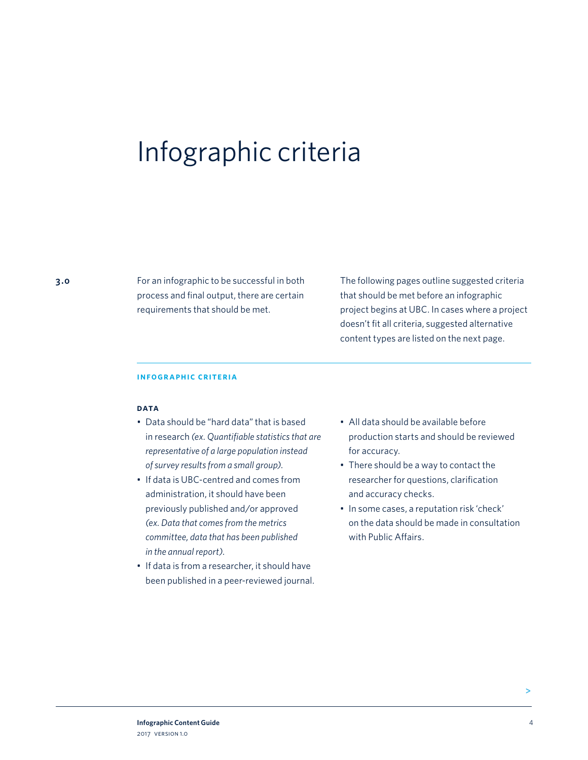# Infographic criteria

3.0

For an infographic to be successful in both process and final output, there are certain requirements that should be met.

The following pages outline suggested criteria that should be met before an infographic project begins at UBC. In cases where a project doesn't fit all criteria, suggested alternative content types are listed on the next page.

## INFOGRAPHIC CRITERIA

### DATA

- Data should be "hard data" that is based in research *(ex. Quantifiable statistics that are representative of a large population instead of survey results from a small group)*.
- If data is UBC-centred and comes from administration, it should have been previously published and/or approved *(ex. Data that comes from the metrics committee, data that has been published in the annual report)*.
- If data is from a researcher, it should have been published in a peer-reviewed journal.
- All data should be available before production starts and should be reviewed for accuracy.
- There should be a way to contact the researcher for questions, clarification and accuracy checks.
- In some cases, a reputation risk 'check' on the data should be made in consultation with Public Affairs.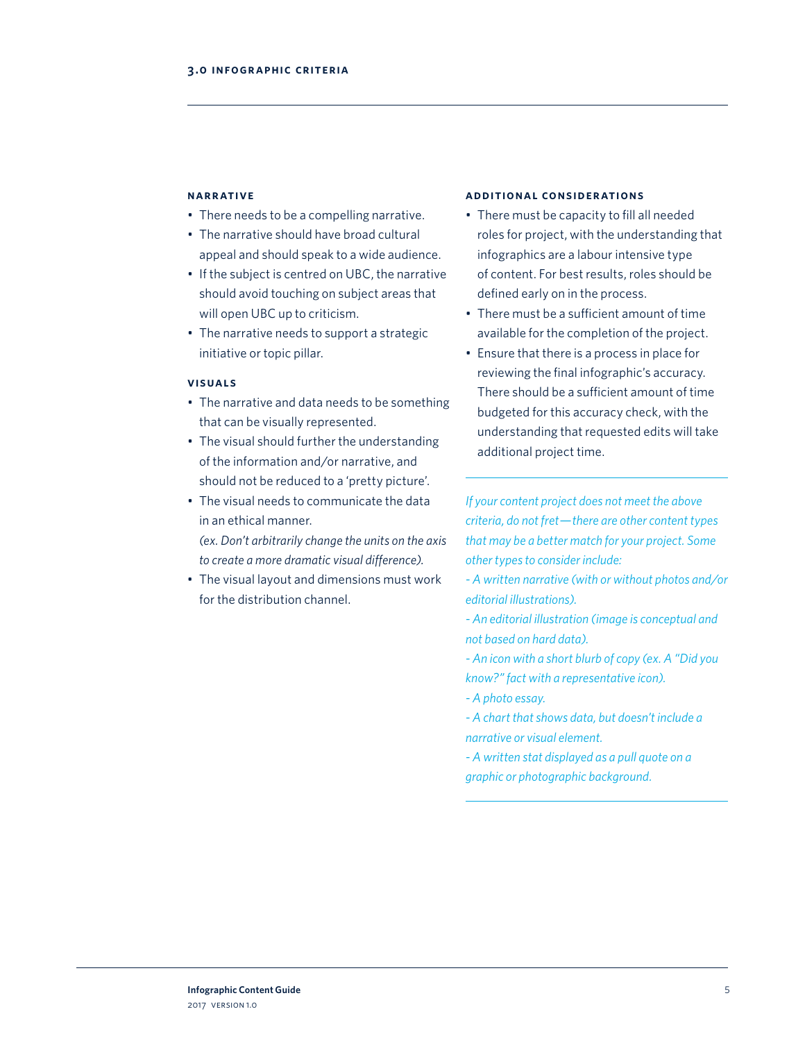## 3.0 INFOGRAPHIC CRITERIA

### NARRATIVE

- There needs to be a compelling narrative.
- The narrative should have broad cultural appeal and should speak to a wide audience.
- If the subject is centred on UBC, the narrative should avoid touching on subject areas that will open UBC up to criticism.
- The narrative needs to support a strategic initiative or topic pillar.

### VISUALS

- The narrative and data needs to be something that can be visually represented.
- The visual should further the understanding of the information and/or narrative, and should not be reduced to a 'pretty picture'.
- The visual needs to communicate the data in an ethical manner.
  *(ex. Don't arbitrarily change the units on the axis to create a more dramatic visual difference).*
- The visual layout and dimensions must work for the distribution channel.

### ADDITIONAL CONSIDERATIONS

- There must be capacity to fill all needed roles for project, with the understanding that infographics are a labour intensive type of content. For best results, roles should be defined early on in the process.
- There must be a sufficient amount of time available for the completion of the project.
- Ensure that there is a process in place for reviewing the final infographic's accuracy. There should be a sufficient amount of time budgeted for this accuracy check, with the understanding that requested edits will take additional project time.

---

*If your content project does not meet the above criteria, do not fret—there are other content types that may be a better match for your project. Some other types to consider include:*

*- A written narrative (with or without photos and/or editorial illustrations).*

*- An editorial illustration (image is conceptual and not based on hard data).*

*- An icon with a short blurb of copy (ex. A "Did you know?" fact with a representative icon).*

*- A photo essay.*

*- A chart that shows data, but doesn't include a narrative or visual element.*

*- A written stat displayed as a pull quote on a graphic or photographic background.*

---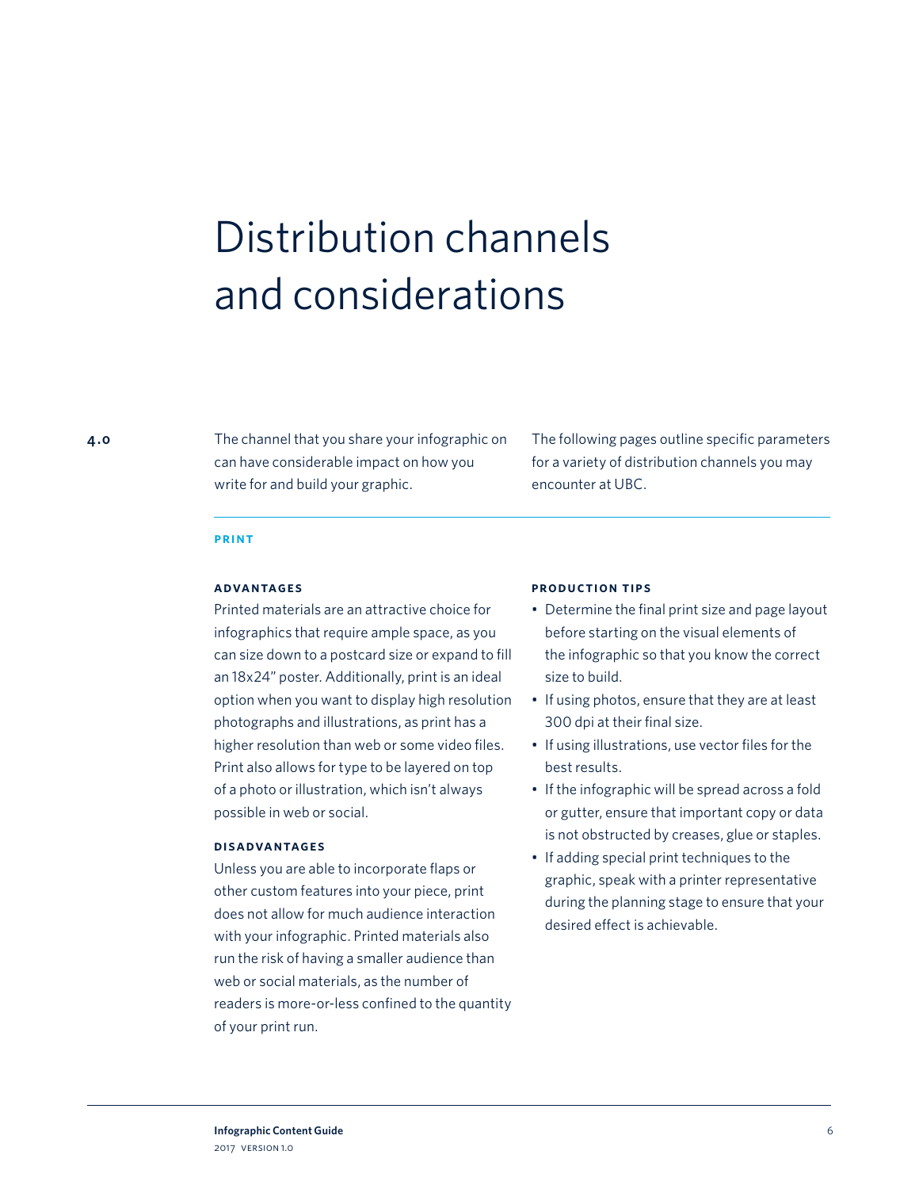# Distribution channels and considerations

**4.0**

The channel that you share your infographic on can have considerable impact on how you write for and build your graphic.

The following pages outline specific parameters for a variety of distribution channels you may encounter at UBC.

## PRINT

### ADVANTAGES

Printed materials are an attractive choice for infographics that require ample space, as you can size down to a postcard size or expand to fill an 18x24" poster. Additionally, print is an ideal option when you want to display high resolution photographs and illustrations, as print has a higher resolution than web or some video files. Print also allows for type to be layered on top of a photo or illustration, which isn't always possible in web or social.

### DISADVANTAGES

Unless you are able to incorporate flaps or other custom features into your piece, print does not allow for much audience interaction with your infographic. Printed materials also run the risk of having a smaller audience than web or social materials, as the number of readers is more-or-less confined to the quantity of your print run.

### PRODUCTION TIPS

- Determine the final print size and page layout before starting on the visual elements of the infographic so that you know the correct size to build.
- If using photos, ensure that they are at least 300 dpi at their final size.
- If using illustrations, use vector files for the best results.
- If the infographic will be spread across a fold or gutter, ensure that important copy or data is not obstructed by creases, glue or staples.
- If adding special print techniques to the graphic, speak with a printer representative during the planning stage to ensure that your desired effect is achievable.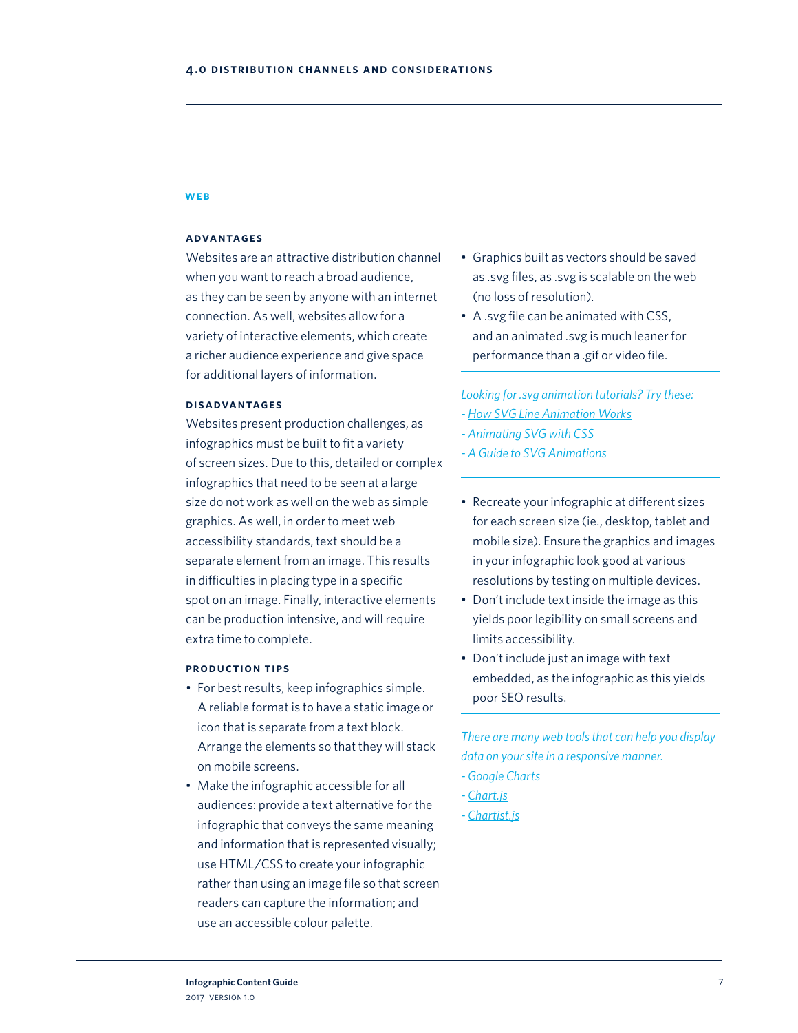## 4.0 DISTRIBUTION CHANNELS AND CONSIDERATIONS

### WEB

#### ADVANTAGES

Websites are an attractive distribution channel when you want to reach a broad audience, as they can be seen by anyone with an internet connection. As well, websites allow for a variety of interactive elements, which create a richer audience experience and give space for additional layers of information.

#### DISADVANTAGES

Websites present production challenges, as infographics must be built to fit a variety of screen sizes. Due to this, detailed or complex infographics that need to be seen at a large size do not work as well on the web as simple graphics. As well, in order to meet web accessibility standards, text should be a separate element from an image. This results in difficulties in placing type in a specific spot on an image. Finally, interactive elements can be production intensive, and will require extra time to complete.

#### PRODUCTION TIPS

- For best results, keep infographics simple. A reliable format is to have a static image or icon that is separate from a text block. Arrange the elements so that they will stack on mobile screens.
- Make the infographic accessible for all audiences: provide a text alternative for the infographic that conveys the same meaning and information that is represented visually; use HTML/CSS to create your infographic rather than using an image file so that screen readers can capture the information; and use an accessible colour palette.
- Graphics built as vectors should be saved as .svg files, as .svg is scalable on the web (no loss of resolution).
- A .svg file can be animated with CSS, and an animated .svg is much leaner for performance than a .gif or video file.

*Looking for .svg animation tutorials? Try these:*
- How SVG Line Animation Works
- Animating SVG with CSS
- A Guide to SVG Animations

- Recreate your infographic at different sizes for each screen size (ie., desktop, tablet and mobile size). Ensure the graphics and images in your infographic look good at various resolutions by testing on multiple devices.
- Don't include text inside the image as this yields poor legibility on small screens and limits accessibility.
- Don't include just an image with text embedded, as the infographic as this yields poor SEO results.

*There are many web tools that can help you display data on your site in a responsive manner.*
- Google Charts
- Chart.js
- Chartist.js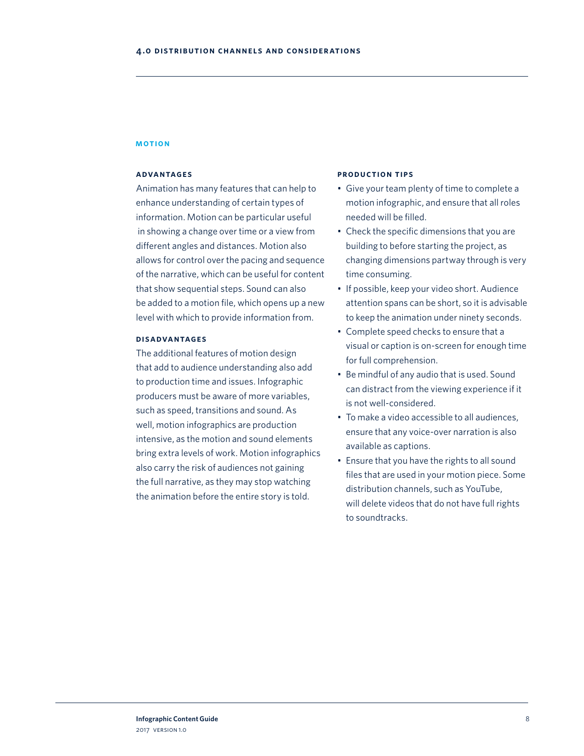## 4.0 DISTRIBUTION CHANNELS AND CONSIDERATIONS

### MOTION

#### ADVANTAGES

Animation has many features that can help to enhance understanding of certain types of information. Motion can be particular useful in showing a change over time or a view from different angles and distances. Motion also allows for control over the pacing and sequence of the narrative, which can be useful for content that show sequential steps. Sound can also be added to a motion file, which opens up a new level with which to provide information from.

#### DISADVANTAGES

The additional features of motion design that add to audience understanding also add to production time and issues. Infographic producers must be aware of more variables, such as speed, transitions and sound. As well, motion infographics are production intensive, as the motion and sound elements bring extra levels of work. Motion infographics also carry the risk of audiences not gaining the full narrative, as they may stop watching the animation before the entire story is told.

#### PRODUCTION TIPS

- Give your team plenty of time to complete a motion infographic, and ensure that all roles needed will be filled.
- Check the specific dimensions that you are building to before starting the project, as changing dimensions partway through is very time consuming.
- If possible, keep your video short. Audience attention spans can be short, so it is advisable to keep the animation under ninety seconds.
- Complete speed checks to ensure that a visual or caption is on-screen for enough time for full comprehension.
- Be mindful of any audio that is used. Sound can distract from the viewing experience if it is not well-considered.
- To make a video accessible to all audiences, ensure that any voice-over narration is also available as captions.
- Ensure that you have the rights to all sound files that are used in your motion piece. Some distribution channels, such as YouTube, will delete videos that do not have full rights to soundtracks.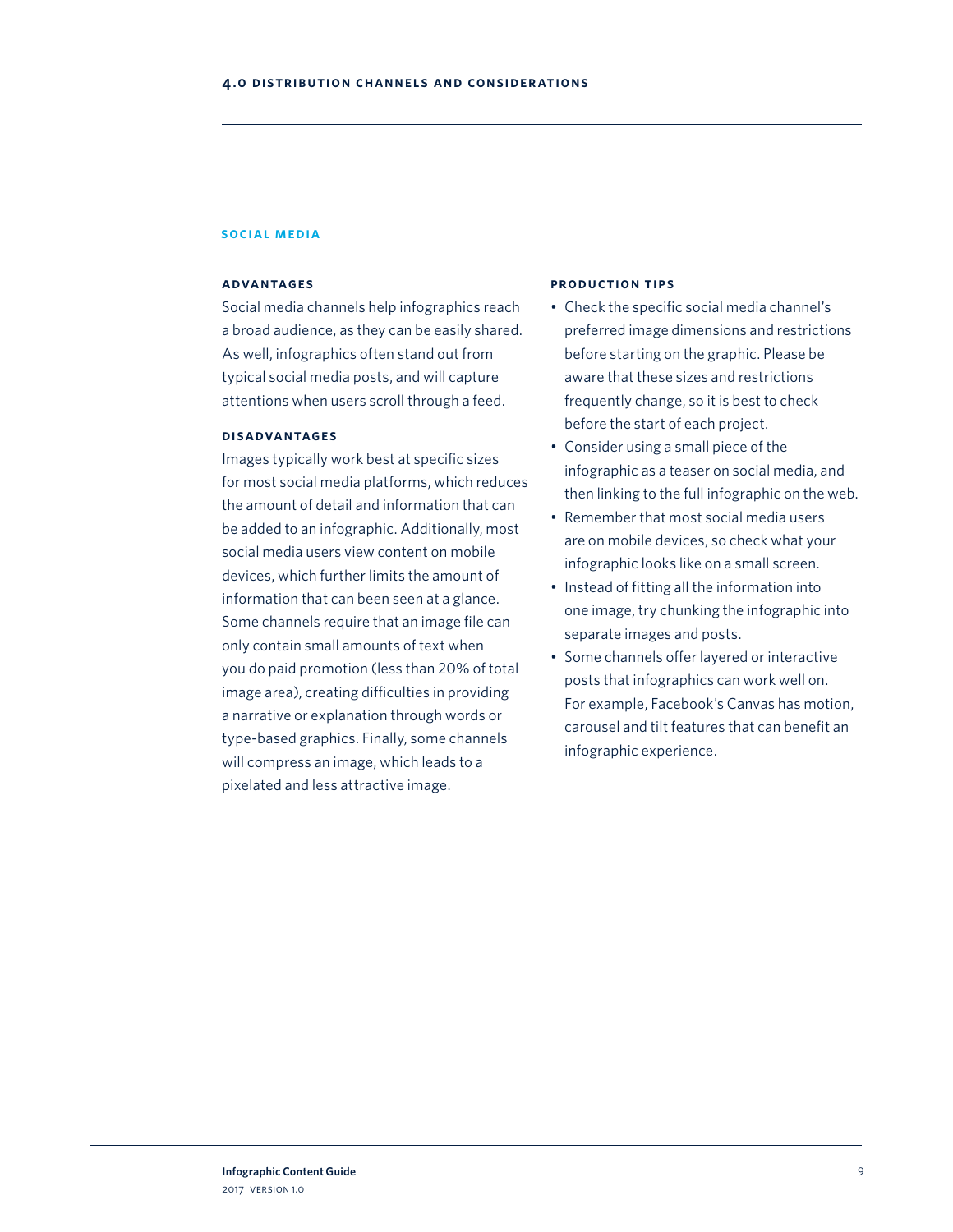## SOCIAL MEDIA

### ADVANTAGES

Social media channels help infographics reach a broad audience, as they can be easily shared. As well, infographics often stand out from typical social media posts, and will capture attentions when users scroll through a feed.

### DISADVANTAGES

Images typically work best at specific sizes for most social media platforms, which reduces the amount of detail and information that can be added to an infographic. Additionally, most social media users view content on mobile devices, which further limits the amount of information that can been seen at a glance. Some channels require that an image file can only contain small amounts of text when you do paid promotion (less than 20% of total image area), creating difficulties in providing a narrative or explanation through words or type-based graphics. Finally, some channels will compress an image, which leads to a pixelated and less attractive image.

### PRODUCTION TIPS

- Check the specific social media channel's preferred image dimensions and restrictions before starting on the graphic. Please be aware that these sizes and restrictions frequently change, so it is best to check before the start of each project.
- Consider using a small piece of the infographic as a teaser on social media, and then linking to the full infographic on the web.
- Remember that most social media users are on mobile devices, so check what your infographic looks like on a small screen.
- Instead of fitting all the information into one image, try chunking the infographic into separate images and posts.
- Some channels offer layered or interactive posts that infographics can work well on. For example, Facebook's Canvas has motion, carousel and tilt features that can benefit an infographic experience.